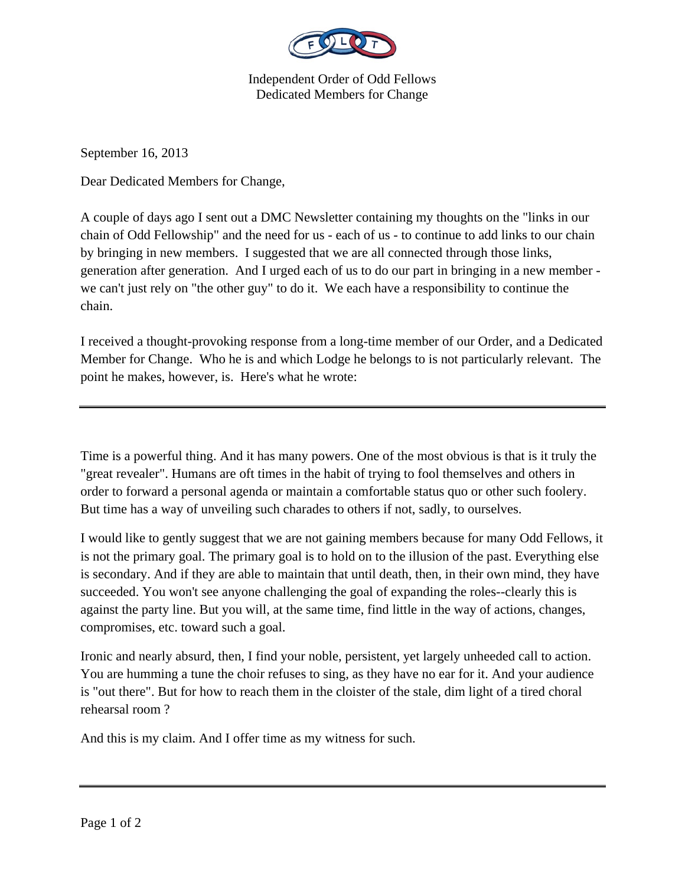Independent Order of Odd Fellows
Dedicated Members for Change

September 16, 2013

Dear Dedicated Members for Change,

A couple of days ago I sent out a DMC Newsletter containing my thoughts on the "links in our chain of Odd Fellowship" and the need for us - each of us - to continue to add links to our chain by bringing in new members. I suggested that we are all connected through those links, generation after generation. And I urged each of us to do our part in bringing in a new member - we can't just rely on "the other guy" to do it. We each have a responsibility to continue the chain.

I received a thought-provoking response from a long-time member of our Order, and a Dedicated Member for Change. Who he is and which Lodge he belongs to is not particularly relevant. The point he makes, however, is. Here's what he wrote:

---

Time is a powerful thing. And it has many powers. One of the most obvious is that is it truly the "great revealer". Humans are oft times in the habit of trying to fool themselves and others in order to forward a personal agenda or maintain a comfortable status quo or other such foolery. But time has a way of unveiling such charades to others if not, sadly, to ourselves.

I would like to gently suggest that we are not gaining members because for many Odd Fellows, it is not the primary goal. The primary goal is to hold on to the illusion of the past. Everything else is secondary. And if they are able to maintain that until death, then, in their own mind, they have succeeded. You won't see anyone challenging the goal of expanding the roles--clearly this is against the party line. But you will, at the same time, find little in the way of actions, changes, compromises, etc. toward such a goal.

Ironic and nearly absurd, then, I find your noble, persistent, yet largely unheeded call to action. You are humming a tune the choir refuses to sing, as they have no ear for it. And your audience is "out there". But for how to reach them in the cloister of the stale, dim light of a tired choral rehearsal room ?

And this is my claim. And I offer time as my witness for such.

---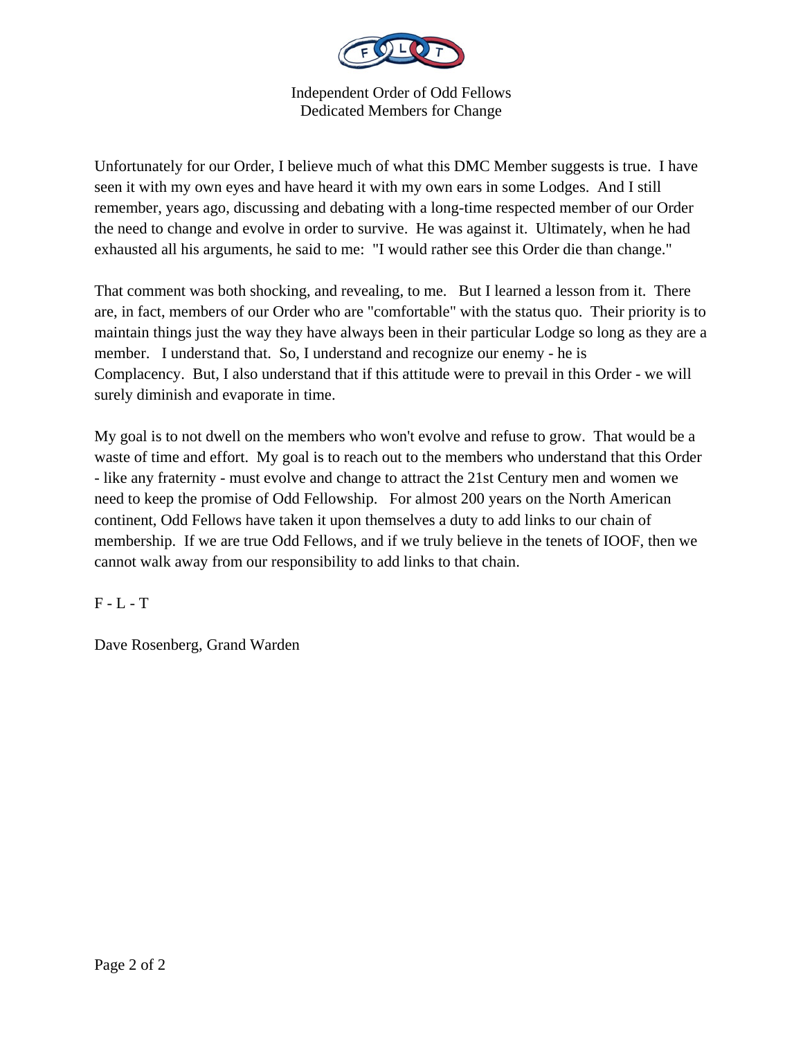Independent Order of Odd Fellows
Dedicated Members for Change

Unfortunately for our Order, I believe much of what this DMC Member suggests is true. I have seen it with my own eyes and have heard it with my own ears in some Lodges. And I still remember, years ago, discussing and debating with a long-time respected member of our Order the need to change and evolve in order to survive. He was against it. Ultimately, when he had exhausted all his arguments, he said to me: "I would rather see this Order die than change."

That comment was both shocking, and revealing, to me. But I learned a lesson from it. There are, in fact, members of our Order who are "comfortable" with the status quo. Their priority is to maintain things just the way they have always been in their particular Lodge so long as they are a member. I understand that. So, I understand and recognize our enemy - he is Complacency. But, I also understand that if this attitude were to prevail in this Order - we will surely diminish and evaporate in time.

My goal is to not dwell on the members who won't evolve and refuse to grow. That would be a waste of time and effort. My goal is to reach out to the members who understand that this Order - like any fraternity - must evolve and change to attract the 21st Century men and women we need to keep the promise of Odd Fellowship. For almost 200 years on the North American continent, Odd Fellows have taken it upon themselves a duty to add links to our chain of membership. If we are true Odd Fellows, and if we truly believe in the tenets of IOOF, then we cannot walk away from our responsibility to add links to that chain.

F - L - T

Dave Rosenberg, Grand Warden